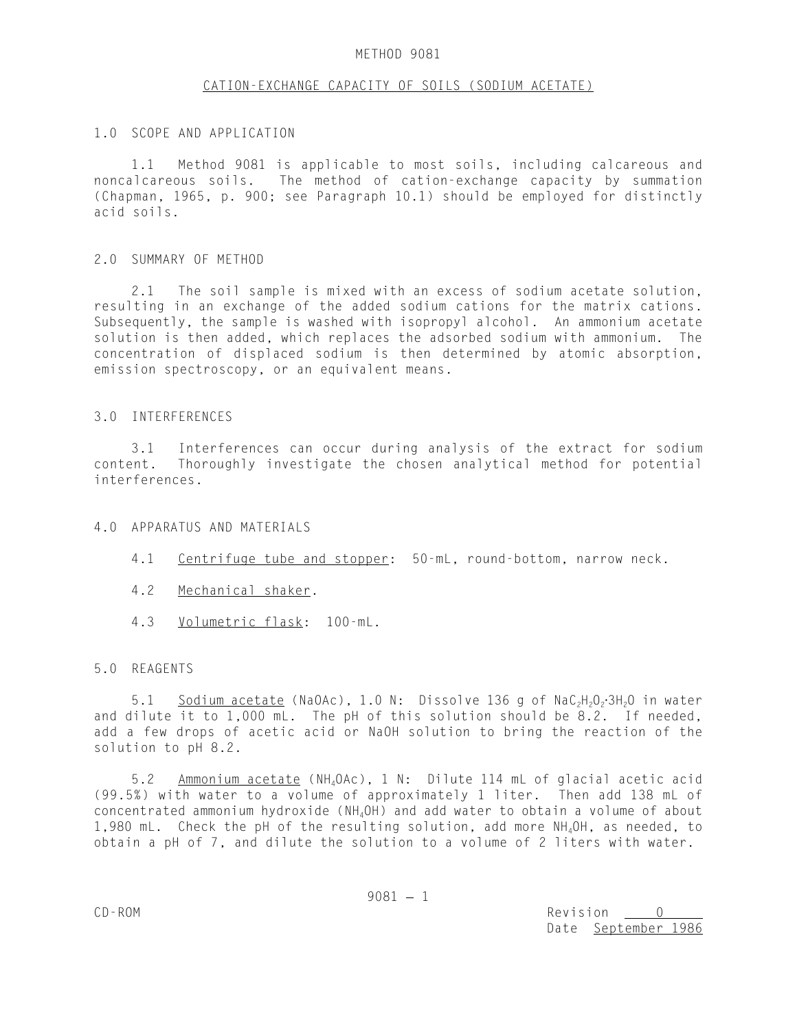# METHOD 9081

## CATION-EXCHANGE CAPACITY OF SOILS (SODIUM ACETATE)

### 1.0 SCOPE AND APPLICATION

1.1 Method 9081 is applicable to most soils, including calcareous and noncalcareous soils. The method of cation-exchange capacity by summation (Chapman, 1965, p. 900; see Paragraph 10.1) should be employed for distinctly acid soils.

### 2.0 SUMMARY OF METHOD

2.1 The soil sample is mixed with an excess of sodium acetate solution, resulting in an exchange of the added sodium cations for the matrix cations. Subsequently, the sample is washed with isopropyl alcohol. An ammonium acetate solution is then added, which replaces the adsorbed sodium with ammonium. The concentration of displaced sodium is then determined by atomic absorption, emission spectroscopy, or an equivalent means.

### 3.0 INTERFERENCES

3.1 Interferences can occur during analysis of the extract for sodium content. Thoroughly investigate the chosen analytical method for potential interferences.

### 4.0 APPARATUS AND MATERIALS

4.1 Centrifuge tube and stopper: 50-mL, round-bottom, narrow neck.

4.2 Mechanical shaker.

4.3 Volumetric flask: 100-mL.

### 5.0 REAGENTS

5.1 Sodium acetate (NaOAc), 1.0 N: Dissolve 136 g of $NaC_2H_3O_2 \cdot 3H_2O$ in water and dilute it to 1,000 mL. The pH of this solution should be 8.2. If needed, add a few drops of acetic acid or NaOH solution to bring the reaction of the solution to pH 8.2.

5.2 Ammonium acetate ($NH_4OAc$), 1 N: Dilute 114 mL of glacial acetic acid (99.5%) with water to a volume of approximately 1 liter. Then add 138 mL of concentrated ammonium hydroxide ($NH_4OH$) and add water to obtain a volume of about 1,980 mL. Check the pH of the resulting solution, add more $NH_4OH$, as needed, to obtain a pH of 7, and dilute the solution to a volume of 2 liters with water.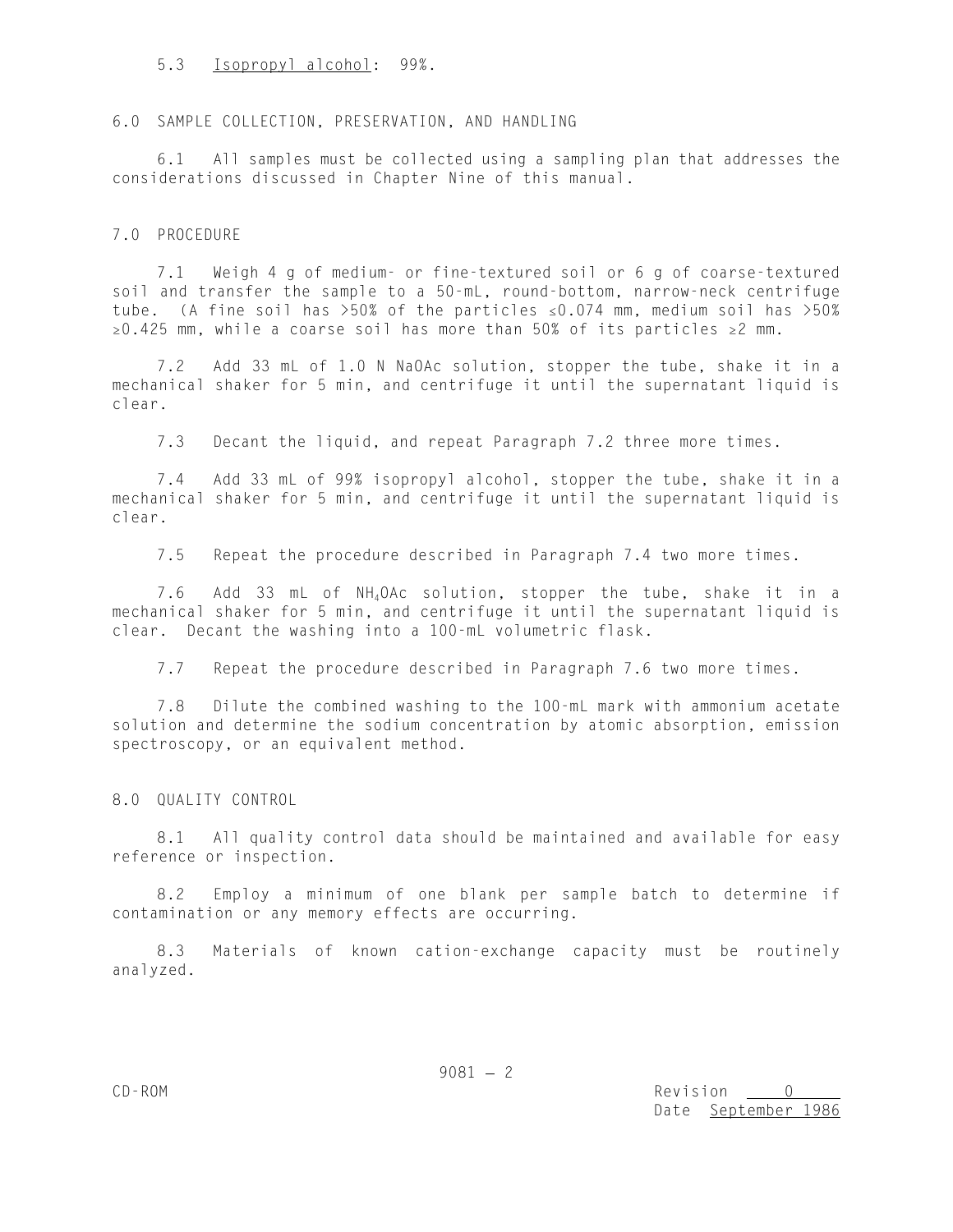5.3 Isopropyl alcohol: 99%.

## 6.0 SAMPLE COLLECTION, PRESERVATION, AND HANDLING

6.1 All samples must be collected using a sampling plan that addresses the considerations discussed in Chapter Nine of this manual.

## 7.0 PROCEDURE

7.1 Weigh 4 g of medium- or fine-textured soil or 6 g of coarse-textured soil and transfer the sample to a 50-mL, round-bottom, narrow-neck centrifuge tube. (A fine soil has >50% of the particles ≤0.074 mm, medium soil has >50% ≥0.425 mm, while a coarse soil has more than 50% of its particles ≥2 mm.

7.2 Add 33 mL of 1.0 N NaOAc solution, stopper the tube, shake it in a mechanical shaker for 5 min, and centrifuge it until the supernatant liquid is clear.

7.3 Decant the liquid, and repeat Paragraph 7.2 three more times.

7.4 Add 33 mL of 99% isopropyl alcohol, stopper the tube, shake it in a mechanical shaker for 5 min, and centrifuge it until the supernatant liquid is clear.

7.5 Repeat the procedure described in Paragraph 7.4 two more times.

7.6 Add 33 mL of $NH_4OAc$ solution, stopper the tube, shake it in a mechanical shaker for 5 min, and centrifuge it until the supernatant liquid is clear. Decant the washing into a 100-mL volumetric flask.

7.7 Repeat the procedure described in Paragraph 7.6 two more times.

7.8 Dilute the combined washing to the 100-mL mark with ammonium acetate solution and determine the sodium concentration by atomic absorption, emission spectroscopy, or an equivalent method.

## 8.0 QUALITY CONTROL

8.1 All quality control data should be maintained and available for easy reference or inspection.

8.2 Employ a minimum of one blank per sample batch to determine if contamination or any memory effects are occurring.

8.3 Materials of known cation-exchange capacity must be routinely analyzed.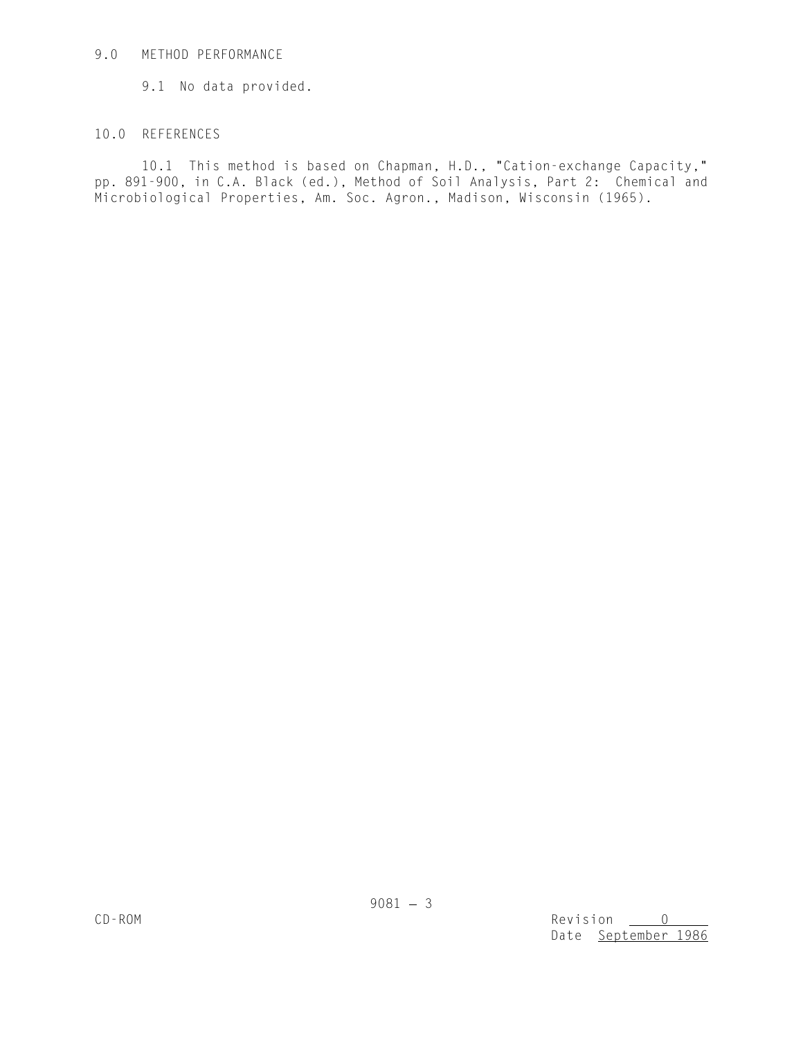## 9.0 METHOD PERFORMANCE

9.1 No data provided.

## 10.0 REFERENCES

10.1 This method is based on Chapman, H.D., "Cation-exchange Capacity," pp. 891-900, in C.A. Black (ed.), Method of Soil Analysis, Part 2: Chemical and Microbiological Properties, Am. Soc. Agron., Madison, Wisconsin (1965).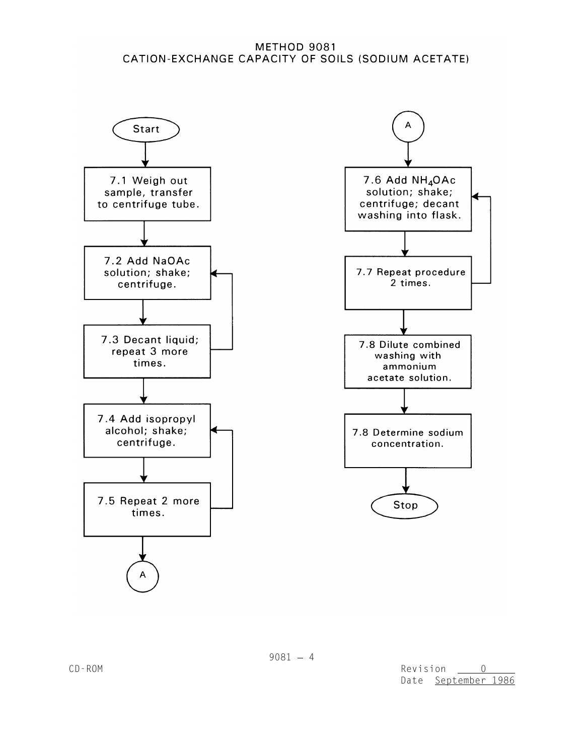# METHOD 9081
# CATION-EXCHANGE CAPACITY OF SOILS (SODIUM ACETATE)

Start

7.1 Weigh out sample, transfer to centrifuge tube.

7.2 Add NaOAc solution; shake; centrifuge.

7.3 Decant liquid; repeat 3 more times.

7.4 Add isopropyl alcohol; shake; centrifuge.

7.5 Repeat 2 more times.

A

A

7.6 Add $NH_4OAc$ solution; shake; centrifuge; decant washing into flask.

7.7 Repeat procedure 2 times.

7.8 Dilute combined washing with ammonium acetate solution.

7.8 Determine sodium concentration.

Stop

CD-ROM

Revision 0
Date September 1986